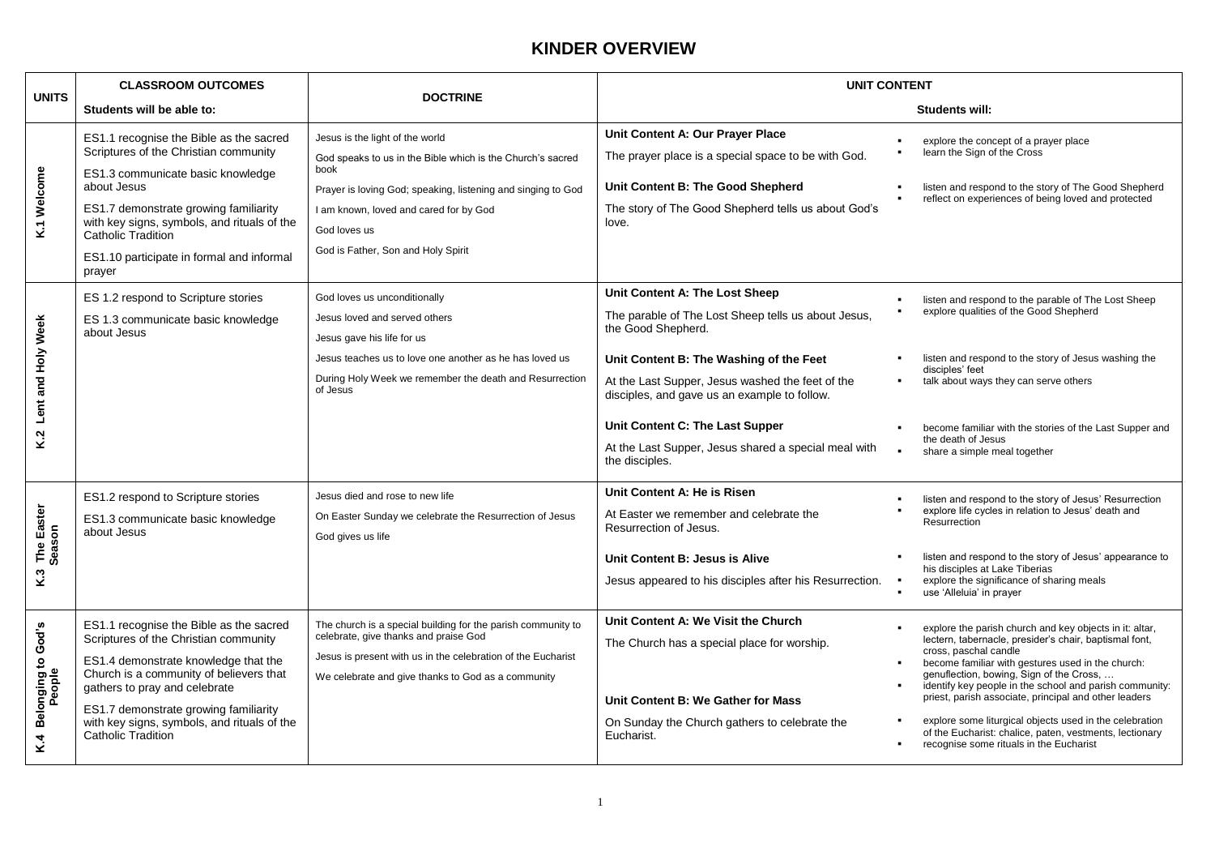# KINDER OVERVIEW

| UNITS | CLASSROOM OUTCOMES<br>Students will be able to: | DOCTRINE | UNIT CONTENT | Students will: |
|---|---|---|---|---|
| K.1 Welcome | ES1.1 recognise the Bible as the sacred Scriptures of the Christian community<br>ES1.3 communicate basic knowledge about Jesus<br>ES1.7 demonstrate growing familiarity with key signs, symbols, and rituals of the Catholic Tradition<br>ES1.10 participate in formal and informal prayer | Jesus is the light of the world<br>God speaks to us in the Bible which is the Church's sacred book<br>Prayer is loving God; speaking, listening and singing to God<br>I am known, loved and cared for by God<br>God loves us<br>God is Father, Son and Holy Spirit | **Unit Content A: Our Prayer Place**<br>The prayer place is a special space to be with God.<br>**Unit Content B: The Good Shepherd**<br>The story of The Good Shepherd tells us about God's love. | ▪ explore the concept of a prayer place<br>▪ learn the Sign of the Cross<br>▪ listen and respond to the story of The Good Shepherd<br>▪ reflect on experiences of being loved and protected |
| K.2 Lent and Holy Week | ES 1.2 respond to Scripture stories<br>ES 1.3 communicate basic knowledge about Jesus | God loves us unconditionally<br>Jesus loved and served others<br>Jesus gave his life for us<br>Jesus teaches us to love one another as he has loved us<br>During Holy Week we remember the death and Resurrection of Jesus | **Unit Content A: The Lost Sheep**<br>The parable of The Lost Sheep tells us about Jesus, the Good Shepherd.<br>**Unit Content B: The Washing of the Feet**<br>At the Last Supper, Jesus washed the feet of the disciples, and gave us an example to follow.<br>**Unit Content C: The Last Supper**<br>At the Last Supper, Jesus shared a special meal with the disciples. | ▪ listen and respond to the parable of The Lost Sheep<br>▪ explore qualities of the Good Shepherd<br>▪ listen and respond to the story of Jesus washing the disciples' feet<br>▪ talk about ways they can serve others<br>▪ become familiar with the stories of the Last Supper and the death of Jesus<br>▪ share a simple meal together |
| K.3 The Easter Season | ES1.2 respond to Scripture stories<br>ES1.3 communicate basic knowledge about Jesus | Jesus died and rose to new life<br>On Easter Sunday we celebrate the Resurrection of Jesus<br>God gives us life | **Unit Content A: He is Risen**<br>At Easter we remember and celebrate the Resurrection of Jesus.<br>**Unit Content B: Jesus is Alive**<br>Jesus appeared to his disciples after his Resurrection. | ▪ listen and respond to the story of Jesus' Resurrection<br>▪ explore life cycles in relation to Jesus' death and Resurrection<br>▪ listen and respond to the story of Jesus' appearance to his disciples at Lake Tiberias<br>▪ explore the significance of sharing meals<br>▪ use 'Alleluia' in prayer |
| K.4 Belonging to God's People | ES1.1 recognise the Bible as the sacred Scriptures of the Christian community<br>ES1.4 demonstrate knowledge that the Church is a community of believers that gathers to pray and celebrate<br>ES1.7 demonstrate growing familiarity with key signs, symbols, and rituals of the Catholic Tradition | The church is a special building for the parish community to celebrate, give thanks and praise God<br>Jesus is present with us in the celebration of the Eucharist<br>We celebrate and give thanks to God as a community | **Unit Content A: We Visit the Church**<br>The Church has a special place for worship.<br>**Unit Content B: We Gather for Mass**<br>On Sunday the Church gathers to celebrate the Eucharist. | ▪ explore the parish church and key objects in it: altar, lectern, tabernacle, presider's chair, baptismal font, cross, paschal candle<br>▪ become familiar with gestures used in the church: genuflection, bowing, Sign of the Cross, …<br>▪ identify key people in the school and parish community: priest, parish associate, principal and other leaders<br>▪ explore some liturgical objects used in the celebration of the Eucharist: chalice, paten, vestments, lectionary<br>▪ recognise some rituals in the Eucharist |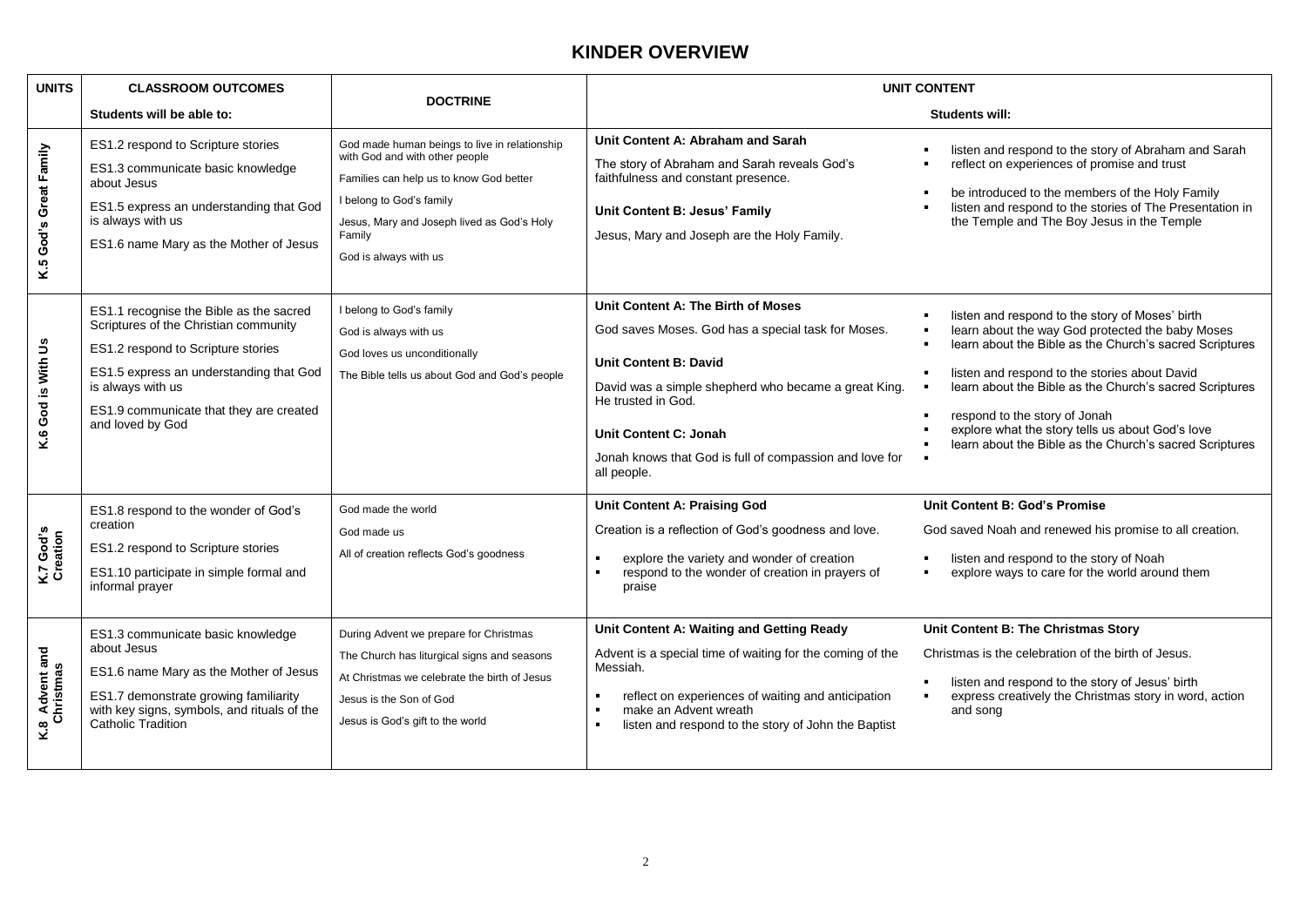# KINDER OVERVIEW

| UNITS | CLASSROOM OUTCOMES<br>Students will be able to: | DOCTRINE | UNIT CONTENT<br>Students will: | |
|---|---|---|---|---|
| K.5 God's Great Family | ES1.2 respond to Scripture stories<br>ES1.3 communicate basic knowledge about Jesus<br>ES1.5 express an understanding that God is always with us<br>ES1.6 name Mary as the Mother of Jesus | God made human beings to live in relationship with God and with other people<br>Families can help us to know God better<br>I belong to God's family<br>Jesus, Mary and Joseph lived as God's Holy Family<br>God is always with us | **Unit Content A: Abraham and Sarah**<br>The story of Abraham and Sarah reveals God's faithfulness and constant presence.<br>**Unit Content B: Jesus' Family**<br>Jesus, Mary and Joseph are the Holy Family. | ▪ listen and respond to the story of Abraham and Sarah<br>▪ reflect on experiences of promise and trust<br>▪ be introduced to the members of the Holy Family<br>▪ listen and respond to the stories of The Presentation in the Temple and The Boy Jesus in the Temple |
| K.6 God is With Us | ES1.1 recognise the Bible as the sacred Scriptures of the Christian community<br>ES1.2 respond to Scripture stories<br>ES1.5 express an understanding that God is always with us<br>ES1.9 communicate that they are created and loved by God | I belong to God's family<br>God is always with us<br>God loves us unconditionally<br>The Bible tells us about God and God's people | **Unit Content A: The Birth of Moses**<br>God saves Moses. God has a special task for Moses.<br>**Unit Content B: David**<br>David was a simple shepherd who became a great King. He trusted in God.<br>**Unit Content C: Jonah**<br>Jonah knows that God is full of compassion and love for all people. | ▪ listen and respond to the story of Moses' birth<br>▪ learn about the way God protected the baby Moses<br>▪ learn about the Bible as the Church's sacred Scriptures<br>▪ listen and respond to the stories about David<br>▪ learn about the Bible as the Church's sacred Scriptures<br>▪ respond to the story of Jonah<br>▪ explore what the story tells us about God's love<br>▪ learn about the Bible as the Church's sacred Scriptures |
| K.7 God's Creation | ES1.8 respond to the wonder of God's creation<br>ES1.2 respond to Scripture stories<br>ES1.10 participate in simple formal and informal prayer | God made the world<br>God made us<br>All of creation reflects God's goodness | **Unit Content A: Praising God**<br>Creation is a reflection of God's goodness and love.<br>▪ explore the variety and wonder of creation<br>▪ respond to the wonder of creation in prayers of praise | **Unit Content B: God's Promise**<br>God saved Noah and renewed his promise to all creation.<br>▪ listen and respond to the story of Noah<br>▪ explore ways to care for the world around them |
| K.8 Advent and Christmas | ES1.3 communicate basic knowledge about Jesus<br>ES1.6 name Mary as the Mother of Jesus<br>ES1.7 demonstrate growing familiarity with key signs, symbols, and rituals of the Catholic Tradition | During Advent we prepare for Christmas<br>The Church has liturgical signs and seasons<br>At Christmas we celebrate the birth of Jesus<br>Jesus is the Son of God<br>Jesus is God's gift to the world | **Unit Content A: Waiting and Getting Ready**<br>Advent is a special time of waiting for the coming of the Messiah.<br>▪ reflect on experiences of waiting and anticipation<br>▪ make an Advent wreath<br>▪ listen and respond to the story of John the Baptist | **Unit Content B: The Christmas Story**<br>Christmas is the celebration of the birth of Jesus.<br>▪ listen and respond to the story of Jesus' birth<br>▪ express creatively the Christmas story in word, action and song |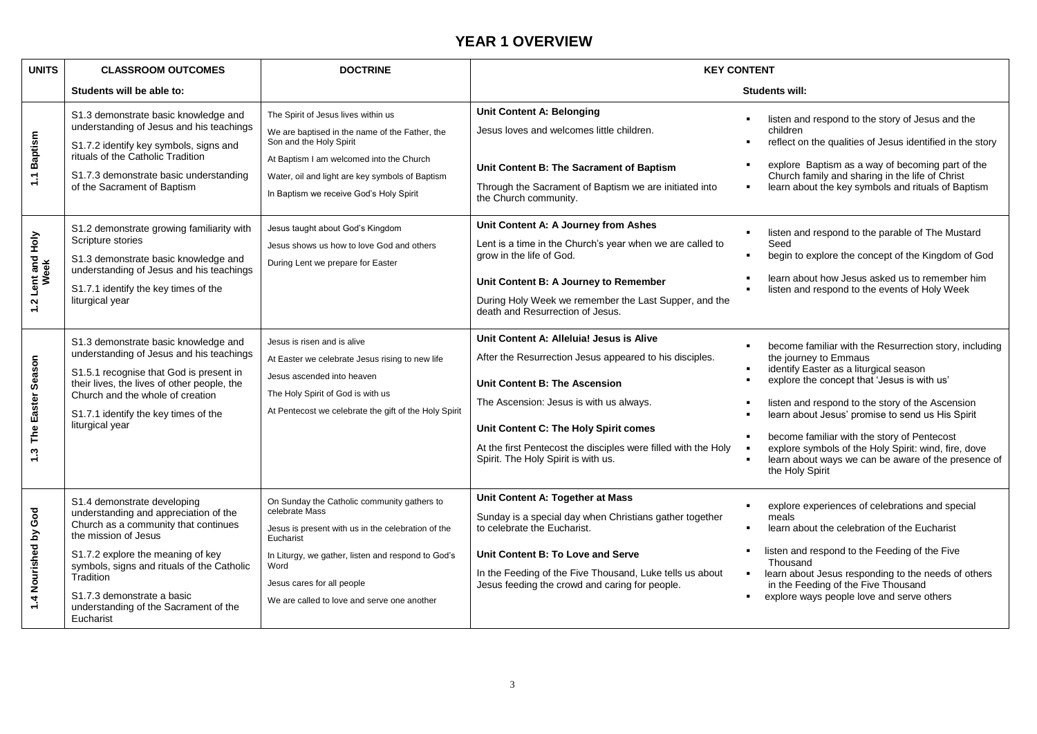# YEAR 1 OVERVIEW

| UNITS | CLASSROOM OUTCOMES | DOCTRINE | KEY CONTENT | |
|---|---|---|---|---|
| | **Students will be able to:** | | **Students will:** | |
| **1.1 Baptism** | S1.3 demonstrate basic knowledge and understanding of Jesus and his teachings<br><br>S1.7.2 identify key symbols, signs and rituals of the Catholic Tradition<br><br>S1.7.3 demonstrate basic understanding of the Sacrament of Baptism | The Spirit of Jesus lives within us<br><br>We are baptised in the name of the Father, the Son and the Holy Spirit<br><br>At Baptism I am welcomed into the Church<br><br>Water, oil and light are key symbols of Baptism<br><br>In Baptism we receive God's Holy Spirit | **Unit Content A: Belonging**<br><br>Jesus loves and welcomes little children.<br><br>**Unit Content B: The Sacrament of Baptism**<br><br>Through the Sacrament of Baptism we are initiated into the Church community. | ▪ listen and respond to the story of Jesus and the children<br>▪ reflect on the qualities of Jesus identified in the story<br><br>▪ explore Baptism as a way of becoming part of the Church family and sharing in the life of Christ<br>▪ learn about the key symbols and rituals of Baptism |
| **1.2 Lent and Holy Week** | S1.2 demonstrate growing familiarity with Scripture stories<br><br>S1.3 demonstrate basic knowledge and understanding of Jesus and his teachings<br><br>S1.7.1 identify the key times of the liturgical year | Jesus taught about God's Kingdom<br><br>Jesus shows us how to love God and others<br><br>During Lent we prepare for Easter | **Unit Content A: A Journey from Ashes**<br><br>Lent is a time in the Church's year when we are called to grow in the life of God.<br><br>**Unit Content B: A Journey to Remember**<br><br>During Holy Week we remember the Last Supper, and the death and Resurrection of Jesus. | ▪ listen and respond to the parable of The Mustard Seed<br>▪ begin to explore the concept of the Kingdom of God<br><br>▪ learn about how Jesus asked us to remember him<br>▪ listen and respond to the events of Holy Week |
| **1.3 The Easter Season** | S1.3 demonstrate basic knowledge and understanding of Jesus and his teachings<br><br>S1.5.1 recognise that God is present in their lives, the lives of other people, the Church and the whole of creation<br><br>S1.7.1 identify the key times of the liturgical year | Jesus is risen and is alive<br><br>At Easter we celebrate Jesus rising to new life<br><br>Jesus ascended into heaven<br><br>The Holy Spirit of God is with us<br><br>At Pentecost we celebrate the gift of the Holy Spirit | **Unit Content A: Alleluia! Jesus is Alive**<br><br>After the Resurrection Jesus appeared to his disciples.<br><br>**Unit Content B: The Ascension**<br><br>The Ascension: Jesus is with us always.<br><br>**Unit Content C: The Holy Spirit comes**<br><br>At the first Pentecost the disciples were filled with the Holy Spirit. The Holy Spirit is with us. | ▪ become familiar with the Resurrection story, including the journey to Emmaus<br>▪ identify Easter as a liturgical season<br>▪ explore the concept that 'Jesus is with us'<br><br>▪ listen and respond to the story of the Ascension<br>▪ learn about Jesus' promise to send us His Spirit<br><br>▪ become familiar with the story of Pentecost<br>▪ explore symbols of the Holy Spirit: wind, fire, dove<br>▪ learn about ways we can be aware of the presence of the Holy Spirit |
| **1.4 Nourished by God** | S1.4 demonstrate developing understanding and appreciation of the Church as a community that continues the mission of Jesus<br><br>S1.7.2 explore the meaning of key symbols, signs and rituals of the Catholic Tradition<br><br>S1.7.3 demonstrate a basic understanding of the Sacrament of the Eucharist | On Sunday the Catholic community gathers to celebrate Mass<br><br>Jesus is present with us in the celebration of the Eucharist<br><br>In Liturgy, we gather, listen and respond to God's Word<br><br>Jesus cares for all people<br><br>We are called to love and serve one another | **Unit Content A: Together at Mass**<br><br>Sunday is a special day when Christians gather together to celebrate the Eucharist.<br><br>**Unit Content B: To Love and Serve**<br><br>In the Feeding of the Five Thousand, Luke tells us about Jesus feeding the crowd and caring for people. | ▪ explore experiences of celebrations and special meals<br>▪ learn about the celebration of the Eucharist<br><br>▪ listen and respond to the Feeding of the Five Thousand<br>▪ learn about Jesus responding to the needs of others in the Feeding of the Five Thousand<br>▪ explore ways people love and serve others |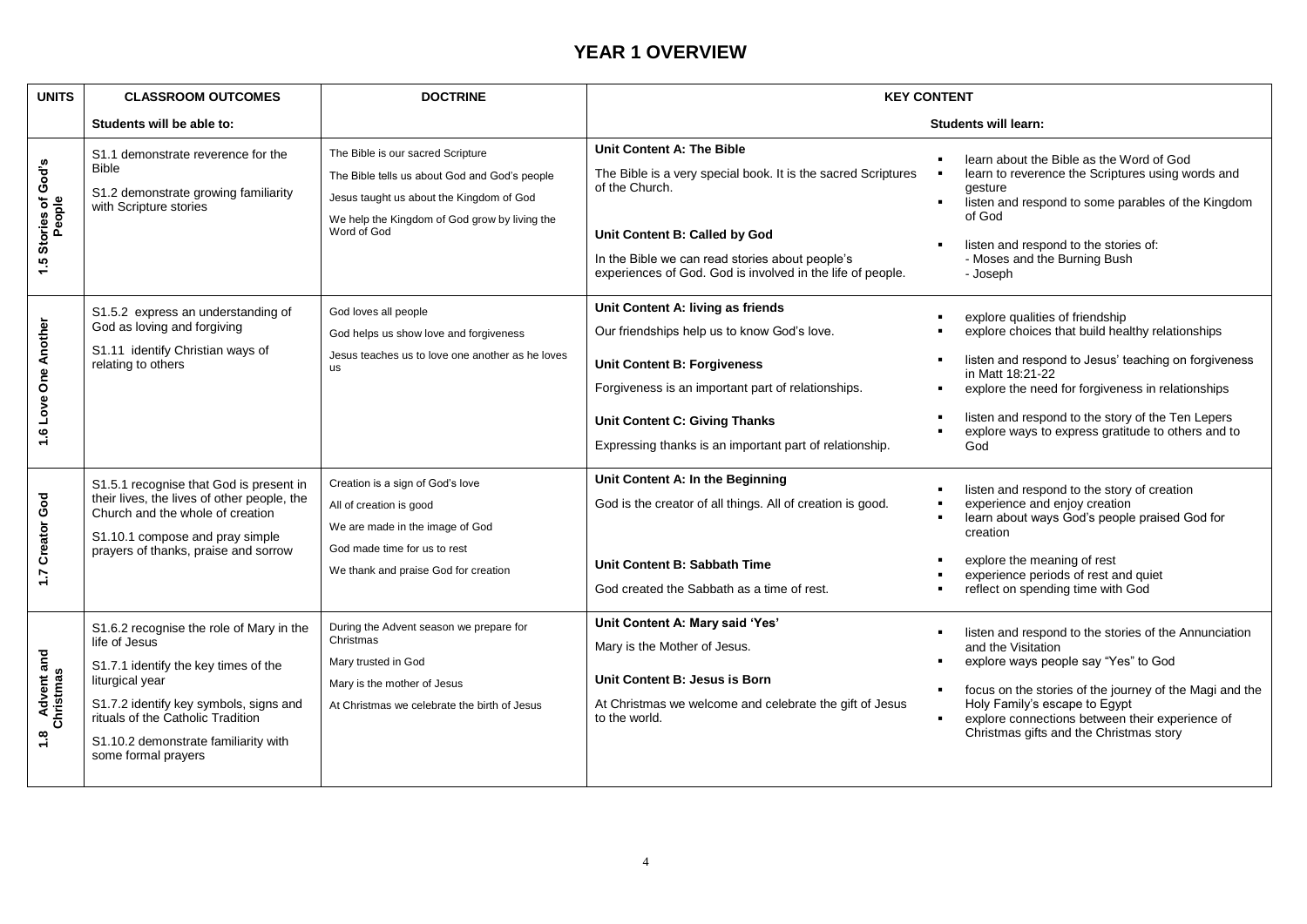# YEAR 1 OVERVIEW

| UNITS | CLASSROOM OUTCOMES | DOCTRINE | KEY CONTENT | |
|---|---|---|---|---|
| | Students will be able to: | | Students will learn: | |
| 1.5 Stories of God's People | S1.1 demonstrate reverence for the Bible<br><br>S1.2 demonstrate growing familiarity with Scripture stories | The Bible is our sacred Scripture<br><br>The Bible tells us about God and God's people<br><br>Jesus taught us about the Kingdom of God<br><br>We help the Kingdom of God grow by living the Word of God | **Unit Content A: The Bible**<br><br>The Bible is a very special book. It is the sacred Scriptures of the Church.<br><br>**Unit Content B: Called by God**<br><br>In the Bible we can read stories about people's experiences of God. God is involved in the life of people. | ▪ learn about the Bible as the Word of God<br>▪ learn to reverence the Scriptures using words and gesture<br>▪ listen and respond to some parables of the Kingdom of God<br><br>▪ listen and respond to the stories of:<br>- Moses and the Burning Bush<br>- Joseph |
| 1.6 Love One Another | S1.5.2 express an understanding of God as loving and forgiving<br><br>S1.11 identify Christian ways of relating to others | God loves all people<br><br>God helps us show love and forgiveness<br><br>Jesus teaches us to love one another as he loves us | **Unit Content A: living as friends**<br><br>Our friendships help us to know God's love.<br><br>**Unit Content B: Forgiveness**<br><br>Forgiveness is an important part of relationships.<br><br>**Unit Content C: Giving Thanks**<br><br>Expressing thanks is an important part of relationship. | ▪ explore qualities of friendship<br>▪ explore choices that build healthy relationships<br><br>▪ listen and respond to Jesus' teaching on forgiveness in Matt 18:21-22<br>▪ explore the need for forgiveness in relationships<br><br>▪ listen and respond to the story of the Ten Lepers<br>▪ explore ways to express gratitude to others and to God |
| 1.7 Creator God | S1.5.1 recognise that God is present in their lives, the lives of other people, the Church and the whole of creation<br><br>S1.10.1 compose and pray simple prayers of thanks, praise and sorrow | Creation is a sign of God's love<br><br>All of creation is good<br><br>We are made in the image of God<br><br>God made time for us to rest<br><br>We thank and praise God for creation | **Unit Content A: In the Beginning**<br><br>God is the creator of all things. All of creation is good.<br><br>**Unit Content B: Sabbath Time**<br><br>God created the Sabbath as a time of rest. | ▪ listen and respond to the story of creation<br>▪ experience and enjoy creation<br>▪ learn about ways God's people praised God for creation<br><br>▪ explore the meaning of rest<br>▪ experience periods of rest and quiet<br>▪ reflect on spending time with God |
| 1.8 Advent and Christmas | S1.6.2 recognise the role of Mary in the life of Jesus<br><br>S1.7.1 identify the key times of the liturgical year<br><br>S1.7.2 identify key symbols, signs and rituals of the Catholic Tradition<br><br>S1.10.2 demonstrate familiarity with some formal prayers | During the Advent season we prepare for Christmas<br><br>Mary trusted in God<br><br>Mary is the mother of Jesus<br><br>At Christmas we celebrate the birth of Jesus | **Unit Content A: Mary said 'Yes'**<br><br>Mary is the Mother of Jesus.<br><br>**Unit Content B: Jesus is Born**<br><br>At Christmas we welcome and celebrate the gift of Jesus to the world. | ▪ listen and respond to the stories of the Annunciation and the Visitation<br>▪ explore ways people say "Yes" to God<br><br>▪ focus on the stories of the journey of the Magi and the Holy Family's escape to Egypt<br>▪ explore connections between their experience of Christmas gifts and the Christmas story |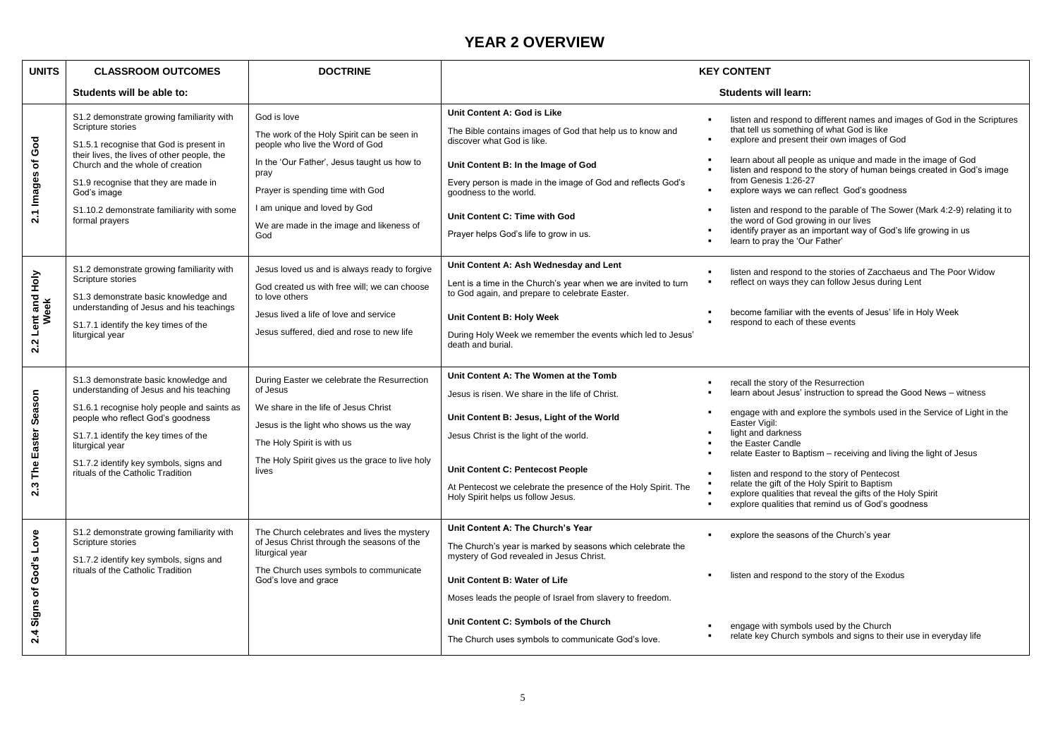# YEAR 2 OVERVIEW

| UNITS | CLASSROOM OUTCOMES | DOCTRINE | KEY CONTENT | |
|---|---|---|---|---|
| | Students will be able to: | | Students will learn: | |
| 2.1 Images of God | S1.2 demonstrate growing familiarity with Scripture stories<br><br>S1.5.1 recognise that God is present in their lives, the lives of other people, the Church and the whole of creation<br><br>S1.9 recognise that they are made in God's image<br><br>S1.10.2 demonstrate familiarity with some formal prayers | God is love<br><br>The work of the Holy Spirit can be seen in people who live the Word of God<br><br>In the 'Our Father', Jesus taught us how to pray<br><br>Prayer is spending time with God<br><br>I am unique and loved by God<br><br>We are made in the image and likeness of God | **Unit Content A: God is Like**<br>The Bible contains images of God that help us to know and discover what God is like.<br><br>**Unit Content B: In the Image of God**<br>Every person is made in the image of God and reflects God's goodness to the world.<br><br>**Unit Content C: Time with God**<br>Prayer helps God's life to grow in us. | ▪ listen and respond to different names and images of God in the Scriptures that tell us something of what God is like<br>▪ explore and present their own images of God<br><br>▪ learn about all people as unique and made in the image of God<br>▪ listen and respond to the story of human beings created in God's image from Genesis 1:26-27<br>▪ explore ways we can reflect God's goodness<br><br>▪ listen and respond to the parable of The Sower (Mark 4:2-9) relating it to the word of God growing in our lives<br>▪ identify prayer as an important way of God's life growing in us<br>▪ learn to pray the 'Our Father' |
| 2.2 Lent and Holy Week | S1.2 demonstrate growing familiarity with Scripture stories<br><br>S1.3 demonstrate basic knowledge and understanding of Jesus and his teachings<br><br>S1.7.1 identify the key times of the liturgical year | Jesus loved us and is always ready to forgive<br><br>God created us with free will; we can choose to love others<br><br>Jesus lived a life of love and service<br><br>Jesus suffered, died and rose to new life | **Unit Content A: Ash Wednesday and Lent**<br>Lent is a time in the Church's year when we are invited to turn to God again, and prepare to celebrate Easter.<br><br>**Unit Content B: Holy Week**<br>During Holy Week we remember the events which led to Jesus' death and burial. | ▪ listen and respond to the stories of Zacchaeus and The Poor Widow<br>▪ reflect on ways they can follow Jesus during Lent<br><br>▪ become familiar with the events of Jesus' life in Holy Week<br>▪ respond to each of these events |
| 2.3 The Easter Season | S1.3 demonstrate basic knowledge and understanding of Jesus and his teaching<br><br>S1.6.1 recognise holy people and saints as people who reflect God's goodness<br><br>S1.7.1 identify the key times of the liturgical year<br><br>S1.7.2 identify key symbols, signs and rituals of the Catholic Tradition | During Easter we celebrate the Resurrection of Jesus<br><br>We share in the life of Jesus Christ<br><br>Jesus is the light who shows us the way<br><br>The Holy Spirit is with us<br><br>The Holy Spirit gives us the grace to live holy lives | **Unit Content A: The Women at the Tomb**<br>Jesus is risen. We share in the life of Christ.<br><br>**Unit Content B: Jesus, Light of the World**<br>Jesus Christ is the light of the world.<br><br>**Unit Content C: Pentecost People**<br>At Pentecost we celebrate the presence of the Holy Spirit. The Holy Spirit helps us follow Jesus. | ▪ recall the story of the Resurrection<br>▪ learn about Jesus' instruction to spread the Good News – witness<br><br>▪ engage with and explore the symbols used in the Service of Light in the Easter Vigil:<br>▪ light and darkness<br>▪ the Easter Candle<br>▪ relate Easter to Baptism – receiving and living the light of Jesus<br><br>▪ listen and respond to the story of Pentecost<br>▪ relate the gift of the Holy Spirit to Baptism<br>▪ explore qualities that reveal the gifts of the Holy Spirit<br>▪ explore qualities that remind us of God's goodness |
| 2.4 Signs of God's Love | S1.2 demonstrate growing familiarity with Scripture stories<br><br>S1.7.2 identify key symbols, signs and rituals of the Catholic Tradition | The Church celebrates and lives the mystery of Jesus Christ through the seasons of the liturgical year<br><br>The Church uses symbols to communicate God's love and grace | **Unit Content A: The Church's Year**<br>The Church's year is marked by seasons which celebrate the mystery of God revealed in Jesus Christ.<br><br>**Unit Content B: Water of Life**<br>Moses leads the people of Israel from slavery to freedom.<br><br>**Unit Content C: Symbols of the Church**<br>The Church uses symbols to communicate God's love. | ▪ explore the seasons of the Church's year<br><br>▪ listen and respond to the story of the Exodus<br><br>▪ engage with symbols used by the Church<br>▪ relate key Church symbols and signs to their use in everyday life |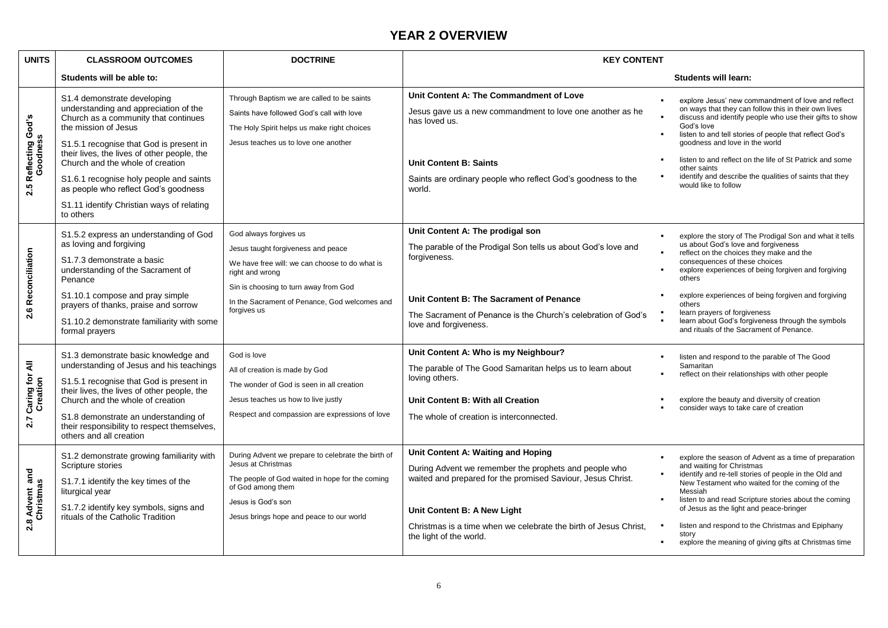# YEAR 2 OVERVIEW

| UNITS | CLASSROOM OUTCOMES | DOCTRINE | KEY CONTENT | |
|---|---|---|---|---|
| | Students will be able to: | | | Students will learn: |
| 2.5 Reflecting God's Goodness | S1.4 demonstrate developing understanding and appreciation of the Church as a community that continues the mission of Jesus<br><br>S1.5.1 recognise that God is present in their lives, the lives of other people, the Church and the whole of creation<br><br>S1.6.1 recognise holy people and saints as people who reflect God's goodness<br><br>S1.11 identify Christian ways of relating to others | Through Baptism we are called to be saints<br><br>Saints have followed God's call with love<br><br>The Holy Spirit helps us make right choices<br><br>Jesus teaches us to love one another | **Unit Content A: The Commandment of Love**<br><br>Jesus gave us a new commandment to love one another as he has loved us.<br><br>**Unit Content B: Saints**<br><br>Saints are ordinary people who reflect God's goodness to the world. | ▪ explore Jesus' new commandment of love and reflect on ways that they can follow this in their own lives<br>▪ discuss and identify people who use their gifts to show God's love<br>▪ listen to and tell stories of people that reflect God's goodness and love in the world<br><br>▪ listen to and reflect on the life of St Patrick and some other saints<br>▪ identify and describe the qualities of saints that they would like to follow |
| 2.6 Reconciliation | S1.5.2 express an understanding of God as loving and forgiving<br><br>S1.7.3 demonstrate a basic understanding of the Sacrament of Penance<br><br>S1.10.1 compose and pray simple prayers of thanks, praise and sorrow<br><br>S1.10.2 demonstrate familiarity with some formal prayers | God always forgives us<br><br>Jesus taught forgiveness and peace<br><br>We have free will: we can choose to do what is right and wrong<br><br>Sin is choosing to turn away from God<br><br>In the Sacrament of Penance, God welcomes and forgives us | **Unit Content A: The prodigal son**<br><br>The parable of the Prodigal Son tells us about God's love and forgiveness.<br><br>**Unit Content B: The Sacrament of Penance**<br><br>The Sacrament of Penance is the Church's celebration of God's love and forgiveness. | ▪ explore the story of The Prodigal Son and what it tells us about God's love and forgiveness<br>▪ reflect on the choices they make and the consequences of these choices<br>▪ explore experiences of being forgiven and forgiving others<br><br>▪ explore experiences of being forgiven and forgiving others<br>▪ learn prayers of forgiveness<br>▪ learn about God's forgiveness through the symbols and rituals of the Sacrament of Penance. |
| 2.7 Caring for All Creation | S1.3 demonstrate basic knowledge and understanding of Jesus and his teachings<br><br>S1.5.1 recognise that God is present in their lives, the lives of other people, the Church and the whole of creation<br><br>S1.8 demonstrate an understanding of their responsibility to respect themselves, others and all creation | God is love<br><br>All of creation is made by God<br><br>The wonder of God is seen in all creation<br><br>Jesus teaches us how to live justly<br><br>Respect and compassion are expressions of love | **Unit Content A: Who is my Neighbour?**<br><br>The parable of The Good Samaritan helps us to learn about loving others.<br><br>**Unit Content B: With all Creation**<br><br>The whole of creation is interconnected. | ▪ listen and respond to the parable of The Good Samaritan<br>▪ reflect on their relationships with other people<br><br>▪ explore the beauty and diversity of creation<br>▪ consider ways to take care of creation |
| 2.8 Advent and Christmas | S1.2 demonstrate growing familiarity with Scripture stories<br><br>S1.7.1 identify the key times of the liturgical year<br><br>S1.7.2 identify key symbols, signs and rituals of the Catholic Tradition | During Advent we prepare to celebrate the birth of Jesus at Christmas<br><br>The people of God waited in hope for the coming of God among them<br><br>Jesus is God's son<br><br>Jesus brings hope and peace to our world | **Unit Content A: Waiting and Hoping**<br><br>During Advent we remember the prophets and people who waited and prepared for the promised Saviour, Jesus Christ.<br><br>**Unit Content B: A New Light**<br><br>Christmas is a time when we celebrate the birth of Jesus Christ, the light of the world. | ▪ explore the season of Advent as a time of preparation and waiting for Christmas<br>▪ identify and re-tell stories of people in the Old and New Testament who waited for the coming of the Messiah<br>▪ listen to and read Scripture stories about the coming of Jesus as the light and peace-bringer<br><br>▪ listen and respond to the Christmas and Epiphany story<br>▪ explore the meaning of giving gifts at Christmas time |